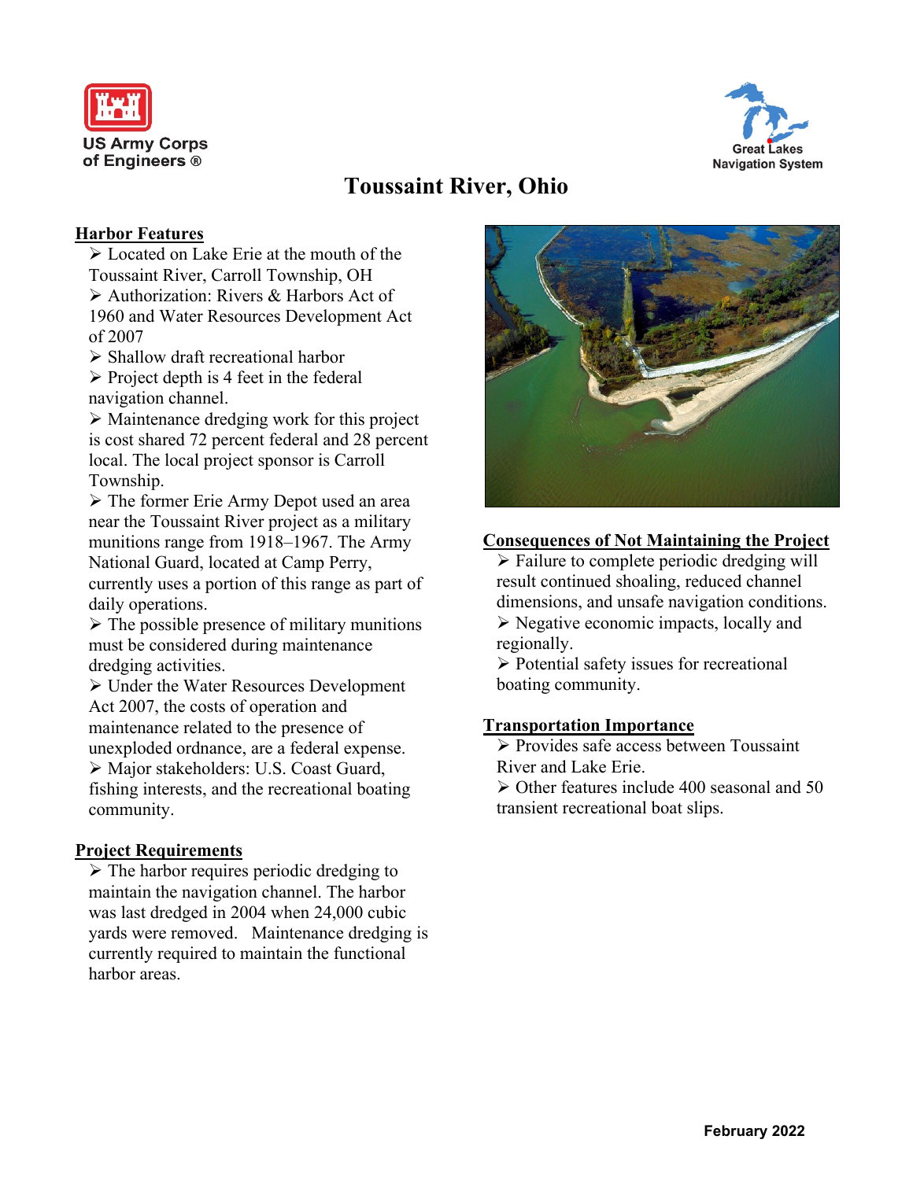US Army Corps of Engineers ®

Great Lakes Navigation System

# Toussaint River, Ohio

## Harbor Features

- Located on Lake Erie at the mouth of the Toussaint River, Carroll Township, OH
- Authorization: Rivers & Harbors Act of 1960 and Water Resources Development Act of 2007
- Shallow draft recreational harbor
- Project depth is 4 feet in the federal navigation channel.
- Maintenance dredging work for this project is cost shared 72 percent federal and 28 percent local. The local project sponsor is Carroll Township.
- The former Erie Army Depot used an area near the Toussaint River project as a military munitions range from 1918–1967. The Army National Guard, located at Camp Perry, currently uses a portion of this range as part of daily operations.
- The possible presence of military munitions must be considered during maintenance dredging activities.
- Under the Water Resources Development Act 2007, the costs of operation and maintenance related to the presence of unexploded ordnance, are a federal expense.
- Major stakeholders: U.S. Coast Guard, fishing interests, and the recreational boating community.

## Project Requirements

- The harbor requires periodic dredging to maintain the navigation channel. The harbor was last dredged in 2004 when 24,000 cubic yards were removed. Maintenance dredging is currently required to maintain the functional harbor areas.

## Consequences of Not Maintaining the Project

- Failure to complete periodic dredging will result continued shoaling, reduced channel dimensions, and unsafe navigation conditions.
- Negative economic impacts, locally and regionally.
- Potential safety issues for recreational boating community.

## Transportation Importance

- Provides safe access between Toussaint River and Lake Erie.
- Other features include 400 seasonal and 50 transient recreational boat slips.

February 2022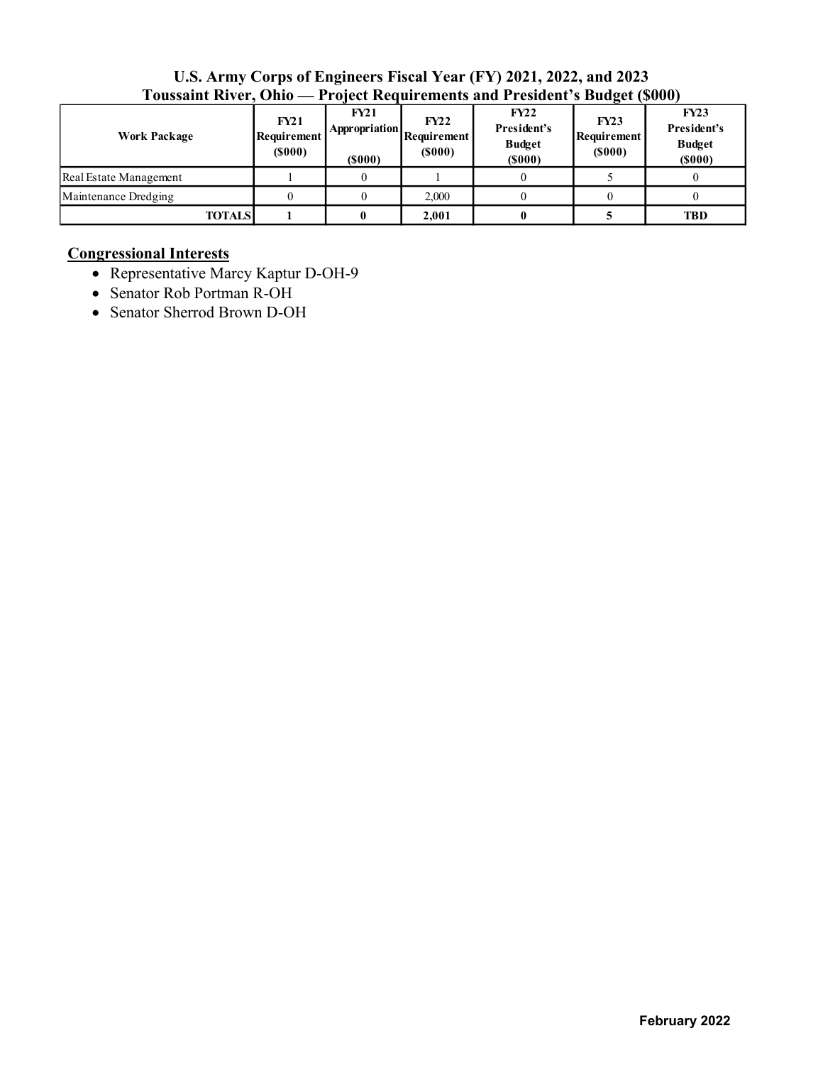# U.S. Army Corps of Engineers Fiscal Year (FY) 2021, 2022, and 2023
## Toussaint River, Ohio — Project Requirements and President's Budget ($000)

| Work Package | FY21 Requirement ($000) | FY21 Appropriation ($000) | FY22 Requirement ($000) | FY22 President's Budget ($000) | FY23 Requirement ($000) | FY23 President's Budget ($000) |
|---|---|---|---|---|---|---|
| Real Estate Management | 1 | 0 | 1 | 0 | 5 | 0 |
| Maintenance Dredging | 0 | 0 | 2,000 | 0 | 0 | 0 |
| **TOTALS** | **1** | **0** | **2,001** | **0** | **5** | **TBD** |

**Congressional Interests**

- Representative Marcy Kaptur D-OH-9
- Senator Rob Portman R-OH
- Senator Sherrod Brown D-OH

**February 2022**